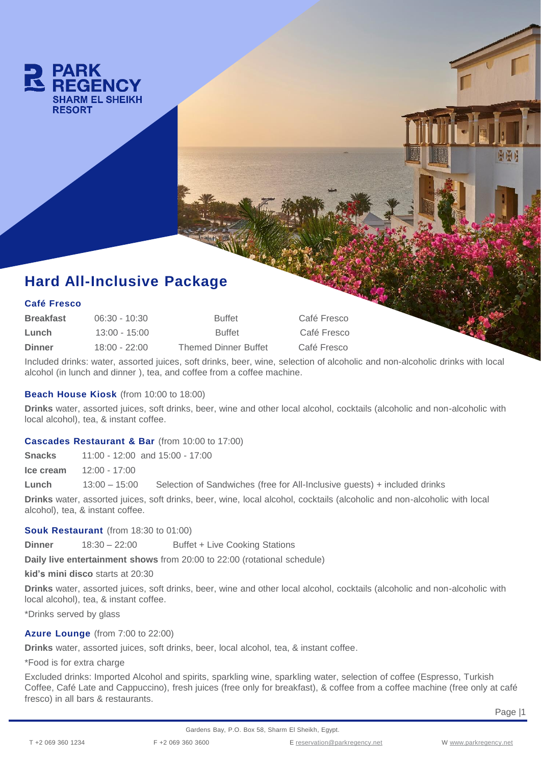PARK REGENCY SHARM EL SHEIKH RESORT

# Hard All-Inclusive Package

### Café Fresco

| | | | |
|---|---|---|---|
| **Breakfast** | 06:30 - 10:30 | Buffet | Café Fresco |
| **Lunch** | 13:00 - 15:00 | Buffet | Café Fresco |
| **Dinner** | 18:00 - 22:00 | Themed Dinner Buffet | Café Fresco |

Included drinks: water, assorted juices, soft drinks, beer, wine, selection of alcoholic and non-alcoholic drinks with local alcohol (in lunch and dinner ), tea, and coffee from a coffee machine.

### Beach House Kiosk (from 10:00 to 18:00)

**Drinks** water, assorted juices, soft drinks, beer, wine and other local alcohol, cocktails (alcoholic and non-alcoholic with local alcohol), tea, & instant coffee.

### Cascades Restaurant & Bar (from 10:00 to 17:00)

**Snacks** 11:00 - 12:00 and 15:00 - 17:00

**Ice cream** 12:00 - 17:00

**Lunch** 13:00 – 15:00 Selection of Sandwiches (free for All-Inclusive guests) + included drinks

**Drinks** water, assorted juices, soft drinks, beer, wine, local alcohol, cocktails (alcoholic and non-alcoholic with local alcohol), tea, & instant coffee.

### Souk Restaurant (from 18:30 to 01:00)

**Dinner** 18:30 – 22:00 Buffet + Live Cooking Stations

**Daily live entertainment shows** from 20:00 to 22:00 (rotational schedule)

**kid's mini disco** starts at 20:30

**Drinks** water, assorted juices, soft drinks, beer, wine and other local alcohol, cocktails (alcoholic and non-alcoholic with local alcohol), tea, & instant coffee.

*Drinks served by glass

### Azure Lounge (from 7:00 to 22:00)

**Drinks** water, assorted juices, soft drinks, beer, local alcohol, tea, & instant coffee.

*Food is for extra charge

Excluded drinks: Imported Alcohol and spirits, sparkling wine, sparkling water, selection of coffee (Espresso, Turkish Coffee, Café Late and Cappuccino), fresh juices (free only for breakfast), & coffee from a coffee machine (free only at café fresco) in all bars & restaurants.

Gardens Bay, P.O. Box 58, Sharm El Sheikh, Egypt.

T +2 069 360 1234 F +2 069 360 3600 E reservation@parkregency.net W www.parkregency.net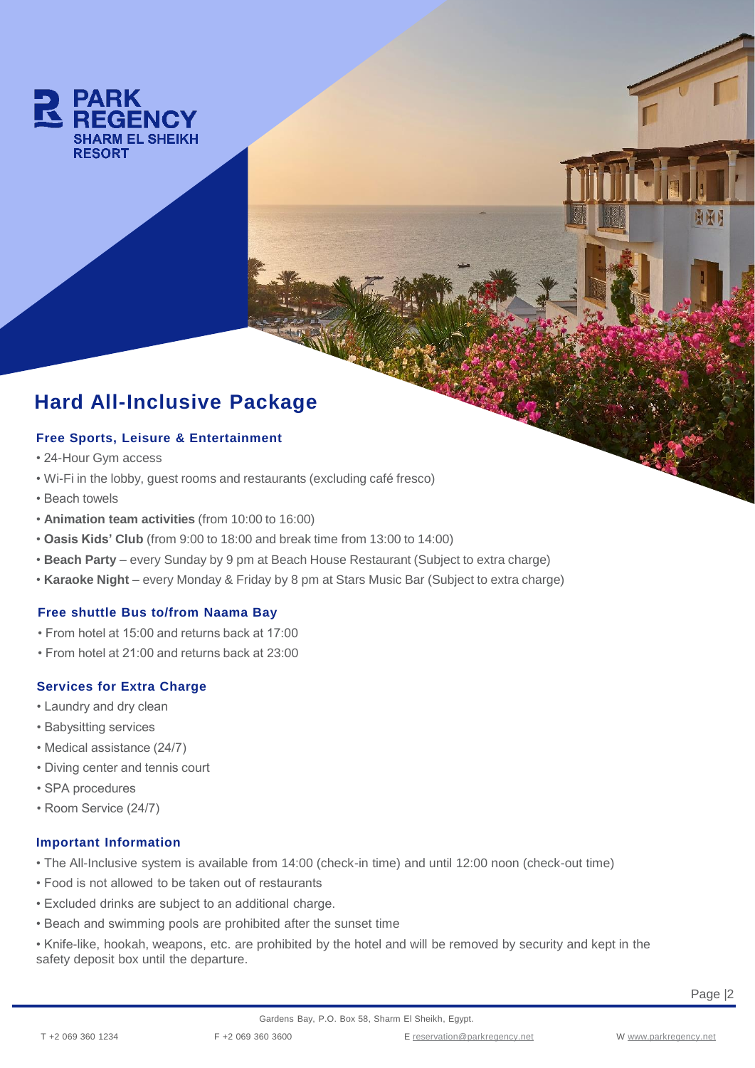PARK REGENCY
SHARM EL SHEIKH RESORT

# Hard All-Inclusive Package

### Free Sports, Leisure & Entertainment

- 24-Hour Gym access
- Wi-Fi in the lobby, guest rooms and restaurants (excluding café fresco)
- Beach towels
- **Animation team activities** (from 10:00 to 16:00)
- **Oasis Kids' Club** (from 9:00 to 18:00 and break time from 13:00 to 14:00)
- **Beach Party** – every Sunday by 9 pm at Beach House Restaurant (Subject to extra charge)
- **Karaoke Night** – every Monday & Friday by 8 pm at Stars Music Bar (Subject to extra charge)

### Free shuttle Bus to/from Naama Bay

- From hotel at 15:00 and returns back at 17:00
- From hotel at 21:00 and returns back at 23:00

### Services for Extra Charge

- Laundry and dry clean
- Babysitting services
- Medical assistance (24/7)
- Diving center and tennis court
- SPA procedures
- Room Service (24/7)

### Important Information

- The All-Inclusive system is available from 14:00 (check-in time) and until 12:00 noon (check-out time)
- Food is not allowed to be taken out of restaurants
- Excluded drinks are subject to an additional charge.
- Beach and swimming pools are prohibited after the sunset time
- Knife-like, hookah, weapons, etc. are prohibited by the hotel and will be removed by security and kept in the safety deposit box until the departure.

Gardens Bay, P.O. Box 58, Sharm El Sheikh, Egypt.

T +2 069 360 1234 F +2 069 360 3600 E reservation@parkregency.net W www.parkregency.net